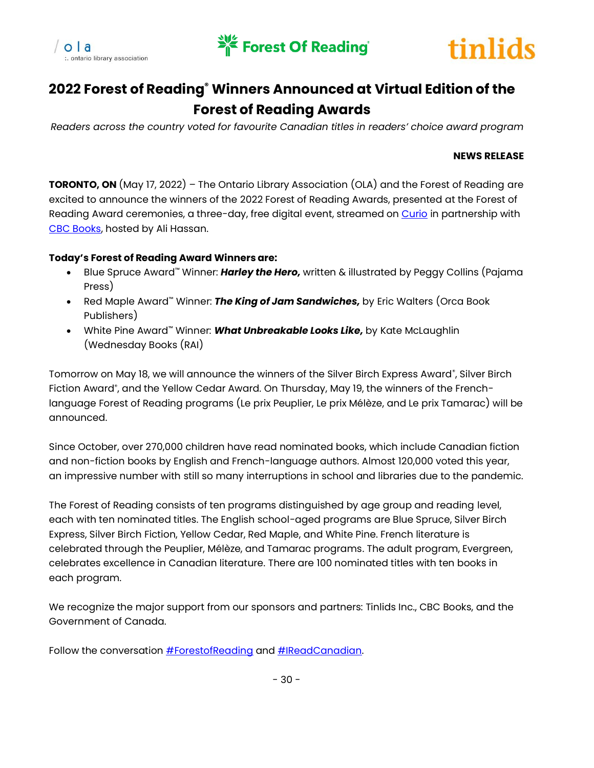# 2022 Forest of Reading® Winners Announced at Virtual Edition of the Forest of Reading Awards

*Readers across the country voted for favourite Canadian titles in readers' choice award program*

**NEWS RELEASE**

**TORONTO, ON** (May 17, 2022) – The Ontario Library Association (OLA) and the Forest of Reading are excited to announce the winners of the 2022 Forest of Reading Awards, presented at the Forest of Reading Award ceremonies, a three-day, free digital event, streamed on Curio in partnership with CBC Books, hosted by Ali Hassan.

**Today's Forest of Reading Award Winners are:**

- Blue Spruce Award™ Winner: ***Harley the Hero,*** written & illustrated by Peggy Collins (Pajama Press)
- Red Maple Award™ Winner: ***The King of Jam Sandwiches,*** by Eric Walters (Orca Book Publishers)
- White Pine Award™ Winner: ***What Unbreakable Looks Like,*** by Kate McLaughlin (Wednesday Books (RAI)

Tomorrow on May 18, we will announce the winners of the Silver Birch Express Award®, Silver Birch Fiction Award®, and the Yellow Cedar Award. On Thursday, May 19, the winners of the French-language Forest of Reading programs (Le prix Peuplier, Le prix Mélèze, and Le prix Tamarac) will be announced.

Since October, over 270,000 children have read nominated books, which include Canadian fiction and non-fiction books by English and French-language authors. Almost 120,000 voted this year, an impressive number with still so many interruptions in school and libraries due to the pandemic.

The Forest of Reading consists of ten programs distinguished by age group and reading level, each with ten nominated titles. The English school-aged programs are Blue Spruce, Silver Birch Express, Silver Birch Fiction, Yellow Cedar, Red Maple, and White Pine. French literature is celebrated through the Peuplier, Mélèze, and Tamarac programs. The adult program, Evergreen, celebrates excellence in Canadian literature. There are 100 nominated titles with ten books in each program.

We recognize the major support from our sponsors and partners: Tinlids Inc., CBC Books, and the Government of Canada.

Follow the conversation #ForestofReading and #IReadCanadian.

\- 30 -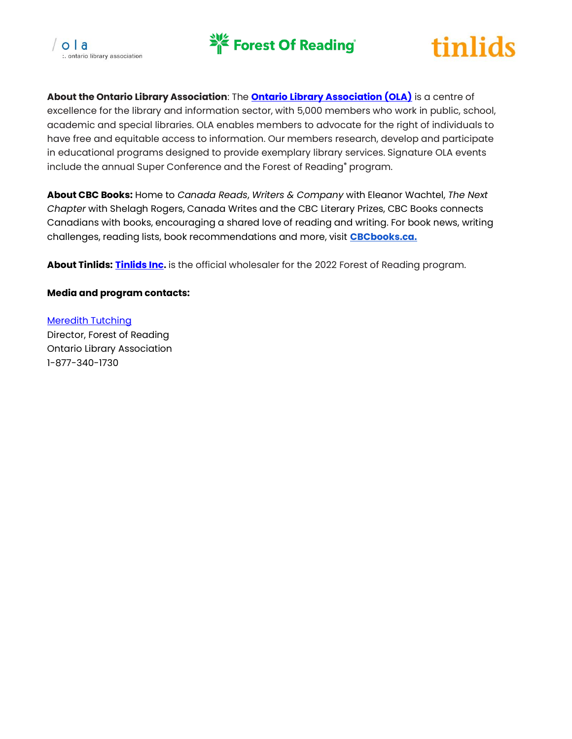**About the Ontario Library Association**: The **Ontario Library Association (OLA)** is a centre of excellence for the library and information sector, with 5,000 members who work in public, school, academic and special libraries. OLA enables members to advocate for the right of individuals to have free and equitable access to information. Our members research, develop and participate in educational programs designed to provide exemplary library services. Signature OLA events include the annual Super Conference and the Forest of Reading® program.

**About CBC Books:** Home to *Canada Reads*, *Writers & Company* with Eleanor Wachtel, *The Next Chapter* with Shelagh Rogers, Canada Writes and the CBC Literary Prizes, CBC Books connects Canadians with books, encouraging a shared love of reading and writing. For book news, writing challenges, reading lists, book recommendations and more, visit **CBCbooks.ca.**

**About Tinlids: Tinlids Inc.** is the official wholesaler for the 2022 Forest of Reading program.

**Media and program contacts:**

Meredith Tutching
Director, Forest of Reading
Ontario Library Association
1-877-340-1730